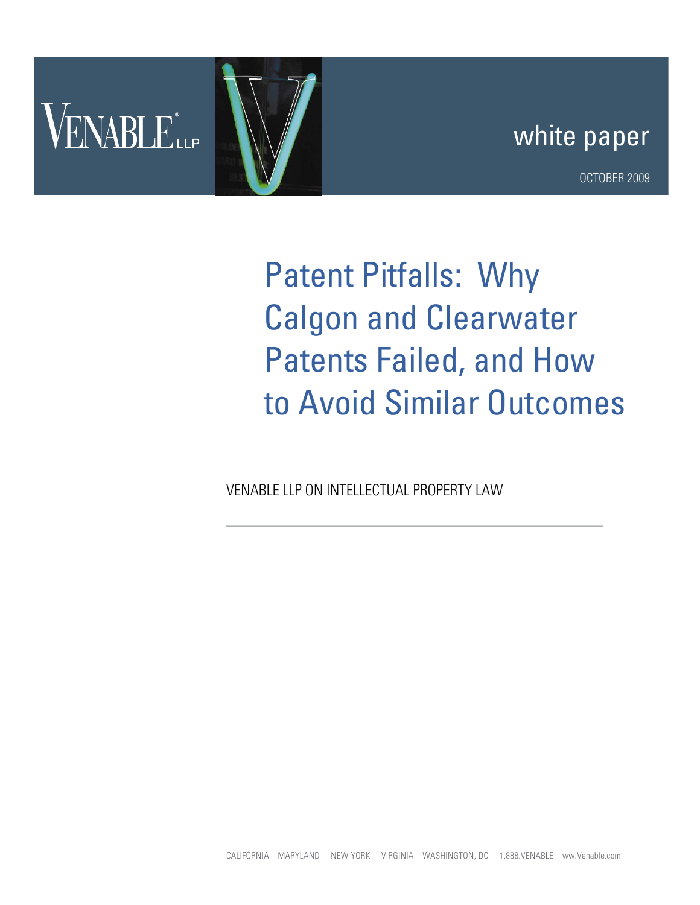VENABLE LLP

white paper

OCTOBER 2009

# Patent Pitfalls: Why Calgon and Clearwater Patents Failed, and How to Avoid Similar Outcomes

VENABLE LLP ON INTELLECTUAL PROPERTY LAW

---

CALIFORNIA MARYLAND NEW YORK VIRGINIA WASHINGTON, DC 1.888.VENABLE ww.Venable.com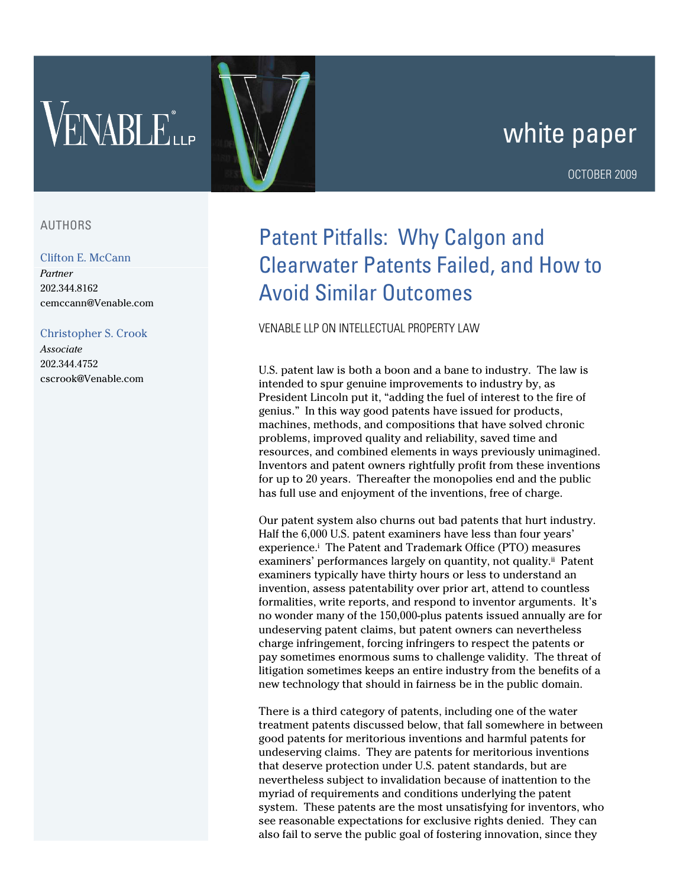# Patent Pitfalls: Why Calgon and Clearwater Patents Failed, and How to Avoid Similar Outcomes

VENABLE LLP ON INTELLECTUAL PROPERTY LAW

AUTHORS

Clifton E. McCann
*Partner*
202.344.8162
cemccann@Venable.com

Christopher S. Crook
*Associate*
202.344.4752
cscrook@Venable.com

U.S. patent law is both a boon and a bane to industry. The law is intended to spur genuine improvements to industry by, as President Lincoln put it, "adding the fuel of interest to the fire of genius." In this way good patents have issued for products, machines, methods, and compositions that have solved chronic problems, improved quality and reliability, saved time and resources, and combined elements in ways previously unimagined. Inventors and patent owners rightfully profit from these inventions for up to 20 years. Thereafter the monopolies end and the public has full use and enjoyment of the inventions, free of charge.

Our patent system also churns out bad patents that hurt industry. Half the 6,000 U.S. patent examiners have less than four years' experience.[i] The Patent and Trademark Office (PTO) measures examiners' performances largely on quantity, not quality.[ii] Patent examiners typically have thirty hours or less to understand an invention, assess patentability over prior art, attend to countless formalities, write reports, and respond to inventor arguments. It's no wonder many of the 150,000-plus patents issued annually are for undeserving patent claims, but patent owners can nevertheless charge infringement, forcing infringers to respect the patents or pay sometimes enormous sums to challenge validity. The threat of litigation sometimes keeps an entire industry from the benefits of a new technology that should in fairness be in the public domain.

There is a third category of patents, including one of the water treatment patents discussed below, that fall somewhere in between good patents for meritorious inventions and harmful patents for undeserving claims. They are patents for meritorious inventions that deserve protection under U.S. patent standards, but are nevertheless subject to invalidation because of inattention to the myriad of requirements and conditions underlying the patent system. These patents are the most unsatisfying for inventors, who see reasonable expectations for exclusive rights denied. They can also fail to serve the public goal of fostering innovation, since they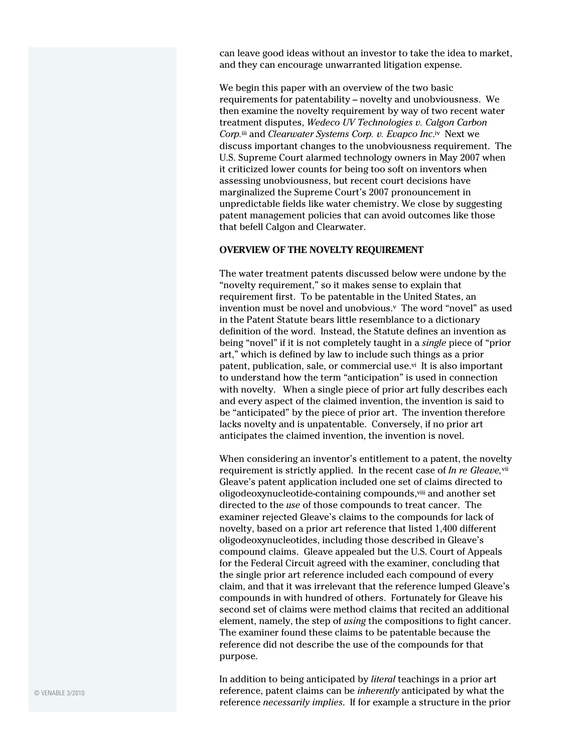can leave good ideas without an investor to take the idea to market, and they can encourage unwarranted litigation expense.

We begin this paper with an overview of the two basic requirements for patentability – novelty and unobviousness. We then examine the novelty requirement by way of two recent water treatment disputes, *Wedeco UV Technologies v. Calgon Carbon Corp.*[iii] and *Clearwater Systems Corp. v. Evapco Inc*.[iv] Next we discuss important changes to the unobviousness requirement. The U.S. Supreme Court alarmed technology owners in May 2007 when it criticized lower counts for being too soft on inventors when assessing unobviousness, but recent court decisions have marginalized the Supreme Court's 2007 pronouncement in unpredictable fields like water chemistry. We close by suggesting patent management policies that can avoid outcomes like those that befell Calgon and Clearwater.

**OVERVIEW OF THE NOVELTY REQUIREMENT**

The water treatment patents discussed below were undone by the "novelty requirement," so it makes sense to explain that requirement first. To be patentable in the United States, an invention must be novel and unobvious.[v] The word "novel" as used in the Patent Statute bears little resemblance to a dictionary definition of the word. Instead, the Statute defines an invention as being "novel" if it is not completely taught in a *single* piece of "prior art," which is defined by law to include such things as a prior patent, publication, sale, or commercial use.[vi] It is also important to understand how the term "anticipation" is used in connection with novelty. When a single piece of prior art fully describes each and every aspect of the claimed invention, the invention is said to be "anticipated" by the piece of prior art. The invention therefore lacks novelty and is unpatentable. Conversely, if no prior art anticipates the claimed invention, the invention is novel.

When considering an inventor's entitlement to a patent, the novelty requirement is strictly applied. In the recent case of *In re Gleave,*[vii] Gleave's patent application included one set of claims directed to oligodeoxynucleotide-containing compounds,[viii] and another set directed to the *use* of those compounds to treat cancer. The examiner rejected Gleave's claims to the compounds for lack of novelty, based on a prior art reference that listed 1,400 different oligodeoxynucleotides, including those described in Gleave's compound claims. Gleave appealed but the U.S. Court of Appeals for the Federal Circuit agreed with the examiner, concluding that the single prior art reference included each compound of every claim, and that it was irrelevant that the reference lumped Gleave's compounds in with hundred of others. Fortunately for Gleave his second set of claims were method claims that recited an additional element, namely, the step of *using* the compositions to fight cancer. The examiner found these claims to be patentable because the reference did not describe the use of the compounds for that purpose.

In addition to being anticipated by *literal* teachings in a prior art reference, patent claims can be *inherently* anticipated by what the reference *necessarily implies*. If for example a structure in the prior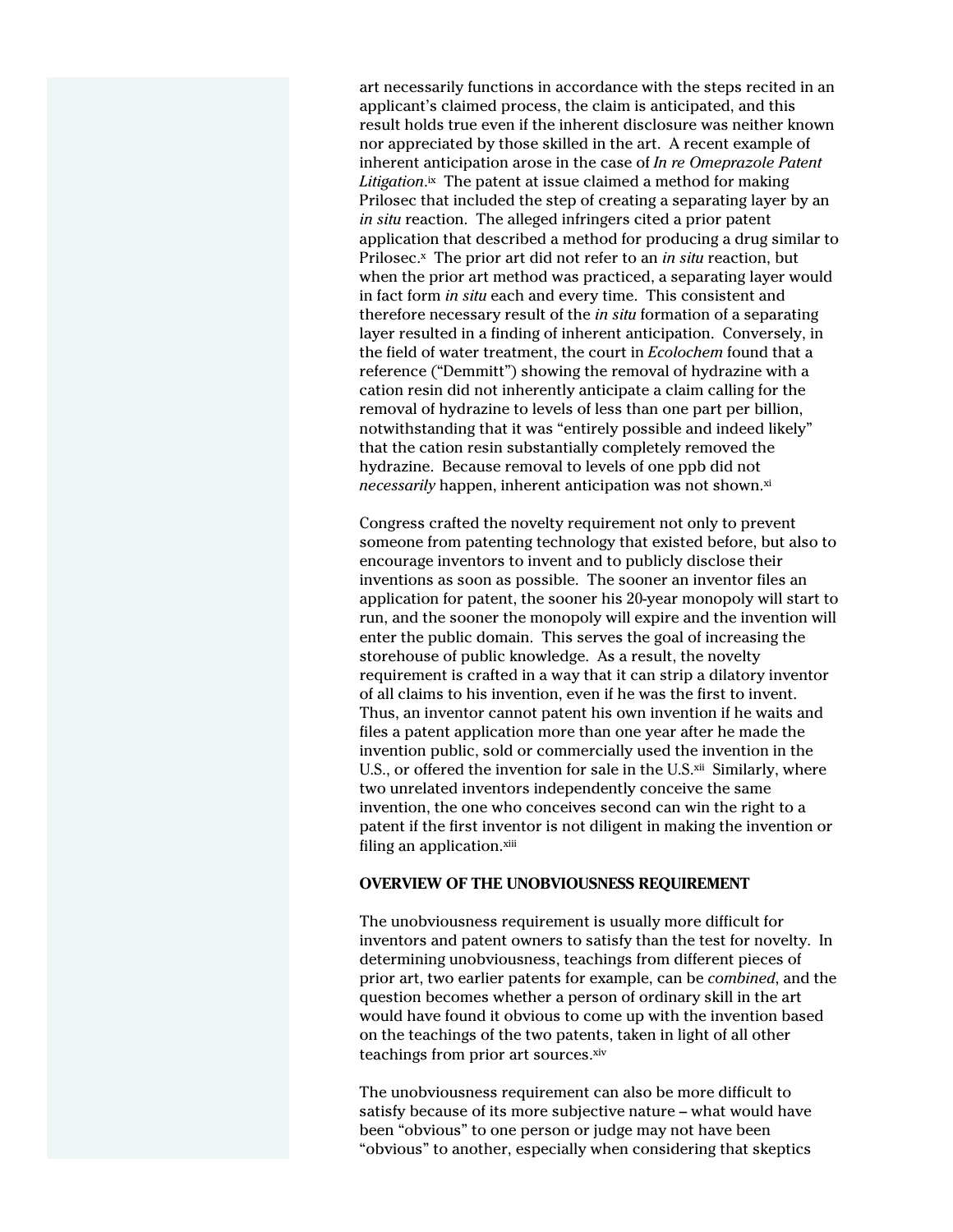art necessarily functions in accordance with the steps recited in an applicant's claimed process, the claim is anticipated, and this result holds true even if the inherent disclosure was neither known nor appreciated by those skilled in the art. A recent example of inherent anticipation arose in the case of *In re Omeprazole Patent Litigation*.[ix] The patent at issue claimed a method for making Prilosec that included the step of creating a separating layer by an *in situ* reaction. The alleged infringers cited a prior patent application that described a method for producing a drug similar to Prilosec.[x] The prior art did not refer to an *in situ* reaction, but when the prior art method was practiced, a separating layer would in fact form *in situ* each and every time. This consistent and therefore necessary result of the *in situ* formation of a separating layer resulted in a finding of inherent anticipation. Conversely, in the field of water treatment, the court in *Ecolochem* found that a reference ("Demmitt") showing the removal of hydrazine with a cation resin did not inherently anticipate a claim calling for the removal of hydrazine to levels of less than one part per billion, notwithstanding that it was "entirely possible and indeed likely" that the cation resin substantially completely removed the hydrazine. Because removal to levels of one ppb did not *necessarily* happen, inherent anticipation was not shown.[xi]

Congress crafted the novelty requirement not only to prevent someone from patenting technology that existed before, but also to encourage inventors to invent and to publicly disclose their inventions as soon as possible. The sooner an inventor files an application for patent, the sooner his 20-year monopoly will start to run, and the sooner the monopoly will expire and the invention will enter the public domain. This serves the goal of increasing the storehouse of public knowledge. As a result, the novelty requirement is crafted in a way that it can strip a dilatory inventor of all claims to his invention, even if he was the first to invent. Thus, an inventor cannot patent his own invention if he waits and files a patent application more than one year after he made the invention public, sold or commercially used the invention in the U.S., or offered the invention for sale in the U.S.[xii] Similarly, where two unrelated inventors independently conceive the same invention, the one who conceives second can win the right to a patent if the first inventor is not diligent in making the invention or filing an application.[xiii]

**OVERVIEW OF THE UNOBVIOUSNESS REQUIREMENT**

The unobviousness requirement is usually more difficult for inventors and patent owners to satisfy than the test for novelty. In determining unobviousness, teachings from different pieces of prior art, two earlier patents for example, can be *combined*, and the question becomes whether a person of ordinary skill in the art would have found it obvious to come up with the invention based on the teachings of the two patents, taken in light of all other teachings from prior art sources.[xiv]

The unobviousness requirement can also be more difficult to satisfy because of its more subjective nature – what would have been "obvious" to one person or judge may not have been "obvious" to another, especially when considering that skeptics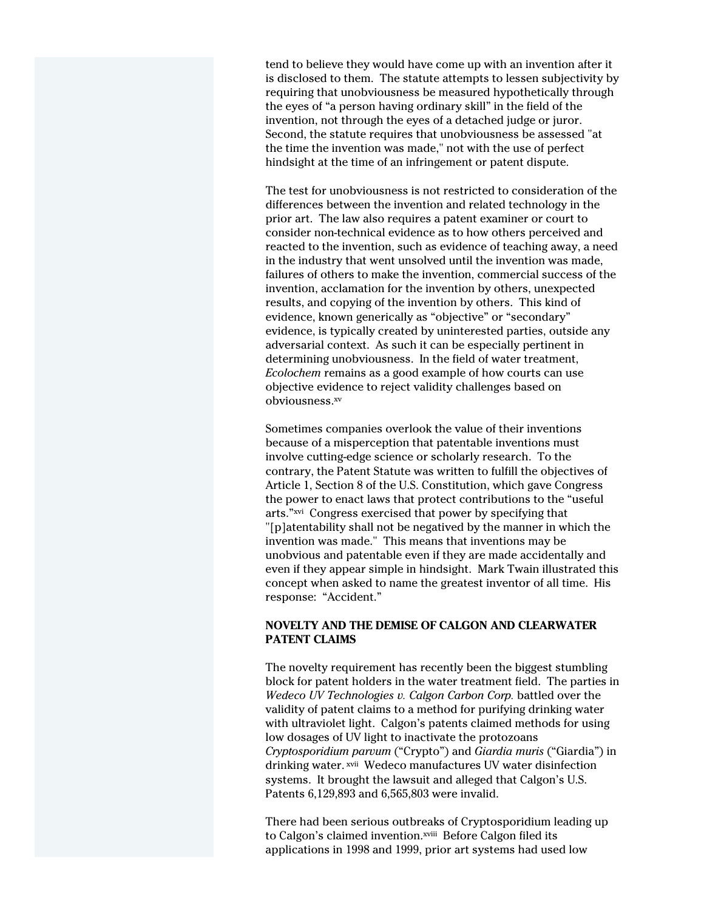tend to believe they would have come up with an invention after it is disclosed to them. The statute attempts to lessen subjectivity by requiring that unobviousness be measured hypothetically through the eyes of "a person having ordinary skill" in the field of the invention, not through the eyes of a detached judge or juror. Second, the statute requires that unobviousness be assessed "at the time the invention was made," not with the use of perfect hindsight at the time of an infringement or patent dispute.

The test for unobviousness is not restricted to consideration of the differences between the invention and related technology in the prior art. The law also requires a patent examiner or court to consider non-technical evidence as to how others perceived and reacted to the invention, such as evidence of teaching away, a need in the industry that went unsolved until the invention was made, failures of others to make the invention, commercial success of the invention, acclamation for the invention by others, unexpected results, and copying of the invention by others. This kind of evidence, known generically as "objective" or "secondary" evidence, is typically created by uninterested parties, outside any adversarial context. As such it can be especially pertinent in determining unobviousness. In the field of water treatment, *Ecolochem* remains as a good example of how courts can use objective evidence to reject validity challenges based on obviousness.[xv]

Sometimes companies overlook the value of their inventions because of a misperception that patentable inventions must involve cutting-edge science or scholarly research. To the contrary, the Patent Statute was written to fulfill the objectives of Article 1, Section 8 of the U.S. Constitution, which gave Congress the power to enact laws that protect contributions to the "useful arts."[xvi] Congress exercised that power by specifying that "[p]atentability shall not be negatived by the manner in which the invention was made." This means that inventions may be unobvious and patentable even if they are made accidentally and even if they appear simple in hindsight. Mark Twain illustrated this concept when asked to name the greatest inventor of all time. His response: "Accident."

**NOVELTY AND THE DEMISE OF CALGON AND CLEARWATER PATENT CLAIMS**

The novelty requirement has recently been the biggest stumbling block for patent holders in the water treatment field. The parties in *Wedeco UV Technologies v. Calgon Carbon Corp.* battled over the validity of patent claims to a method for purifying drinking water with ultraviolet light. Calgon's patents claimed methods for using low dosages of UV light to inactivate the protozoans *Cryptosporidium parvum* ("Crypto") and *Giardia muris* ("Giardia") in drinking water.[xvii] Wedeco manufactures UV water disinfection systems. It brought the lawsuit and alleged that Calgon's U.S. Patents 6,129,893 and 6,565,803 were invalid.

There had been serious outbreaks of Cryptosporidium leading up to Calgon's claimed invention.[xviii] Before Calgon filed its applications in 1998 and 1999, prior art systems had used low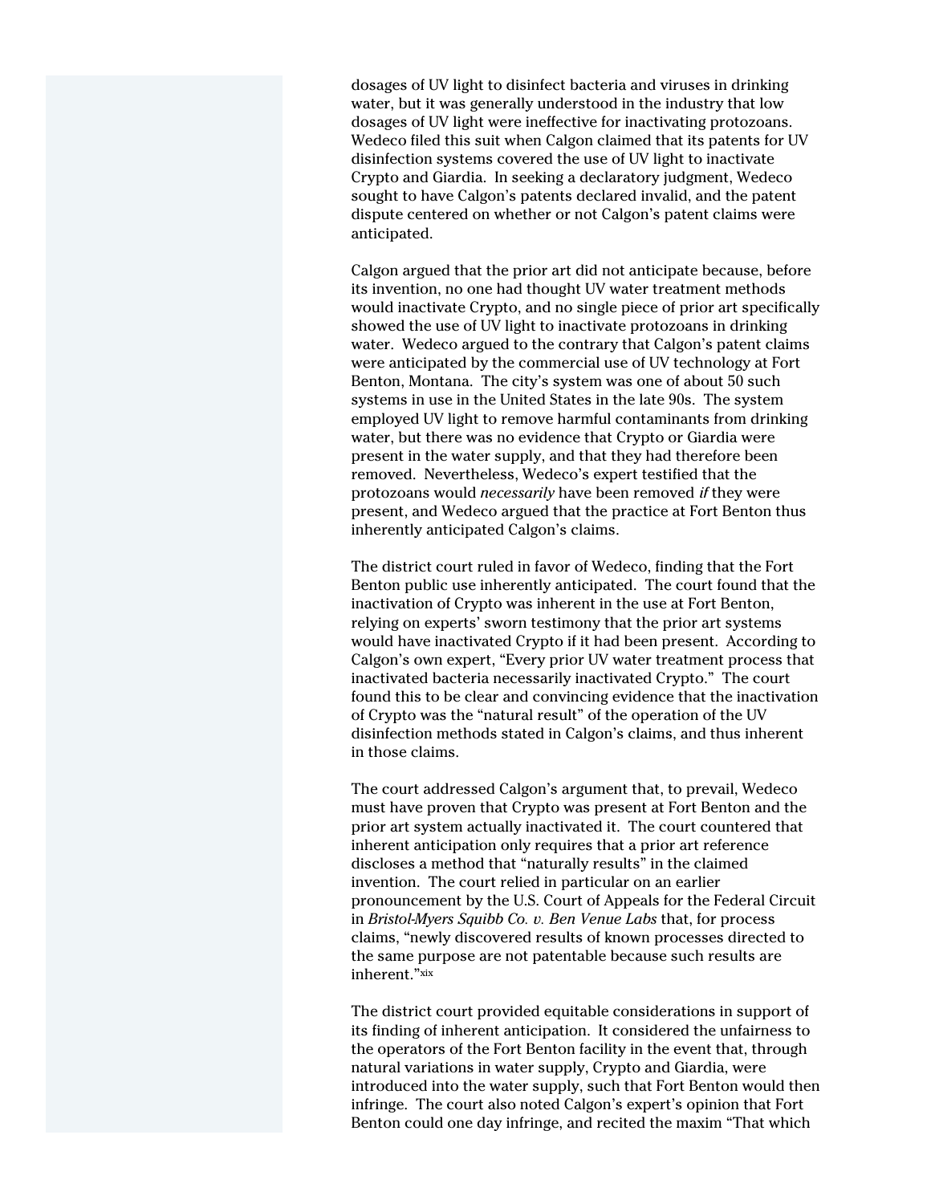dosages of UV light to disinfect bacteria and viruses in drinking water, but it was generally understood in the industry that low dosages of UV light were ineffective for inactivating protozoans. Wedeco filed this suit when Calgon claimed that its patents for UV disinfection systems covered the use of UV light to inactivate Crypto and Giardia. In seeking a declaratory judgment, Wedeco sought to have Calgon's patents declared invalid, and the patent dispute centered on whether or not Calgon's patent claims were anticipated.

Calgon argued that the prior art did not anticipate because, before its invention, no one had thought UV water treatment methods would inactivate Crypto, and no single piece of prior art specifically showed the use of UV light to inactivate protozoans in drinking water. Wedeco argued to the contrary that Calgon's patent claims were anticipated by the commercial use of UV technology at Fort Benton, Montana. The city's system was one of about 50 such systems in use in the United States in the late 90s. The system employed UV light to remove harmful contaminants from drinking water, but there was no evidence that Crypto or Giardia were present in the water supply, and that they had therefore been removed. Nevertheless, Wedeco's expert testified that the protozoans would *necessarily* have been removed *if* they were present, and Wedeco argued that the practice at Fort Benton thus inherently anticipated Calgon's claims.

The district court ruled in favor of Wedeco, finding that the Fort Benton public use inherently anticipated. The court found that the inactivation of Crypto was inherent in the use at Fort Benton, relying on experts' sworn testimony that the prior art systems would have inactivated Crypto if it had been present. According to Calgon's own expert, "Every prior UV water treatment process that inactivated bacteria necessarily inactivated Crypto." The court found this to be clear and convincing evidence that the inactivation of Crypto was the "natural result" of the operation of the UV disinfection methods stated in Calgon's claims, and thus inherent in those claims.

The court addressed Calgon's argument that, to prevail, Wedeco must have proven that Crypto was present at Fort Benton and the prior art system actually inactivated it. The court countered that inherent anticipation only requires that a prior art reference discloses a method that "naturally results" in the claimed invention. The court relied in particular on an earlier pronouncement by the U.S. Court of Appeals for the Federal Circuit in *Bristol-Myers Squibb Co. v. Ben Venue Labs* that, for process claims, "newly discovered results of known processes directed to the same purpose are not patentable because such results are inherent."[xix]

The district court provided equitable considerations in support of its finding of inherent anticipation. It considered the unfairness to the operators of the Fort Benton facility in the event that, through natural variations in water supply, Crypto and Giardia, were introduced into the water supply, such that Fort Benton would then infringe. The court also noted Calgon's expert's opinion that Fort Benton could one day infringe, and recited the maxim "That which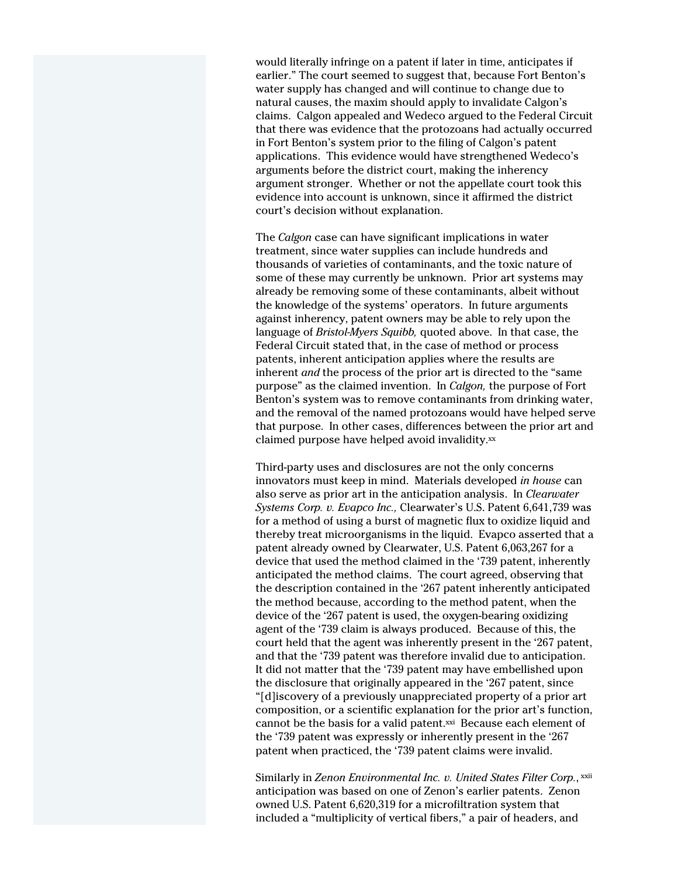would literally infringe on a patent if later in time, anticipates if earlier." The court seemed to suggest that, because Fort Benton's water supply has changed and will continue to change due to natural causes, the maxim should apply to invalidate Calgon's claims. Calgon appealed and Wedeco argued to the Federal Circuit that there was evidence that the protozoans had actually occurred in Fort Benton's system prior to the filing of Calgon's patent applications. This evidence would have strengthened Wedeco's arguments before the district court, making the inherency argument stronger. Whether or not the appellate court took this evidence into account is unknown, since it affirmed the district court's decision without explanation.

The *Calgon* case can have significant implications in water treatment, since water supplies can include hundreds and thousands of varieties of contaminants, and the toxic nature of some of these may currently be unknown. Prior art systems may already be removing some of these contaminants, albeit without the knowledge of the systems' operators. In future arguments against inherency, patent owners may be able to rely upon the language of *Bristol-Myers Squibb,* quoted above. In that case, the Federal Circuit stated that, in the case of method or process patents, inherent anticipation applies where the results are inherent *and* the process of the prior art is directed to the "same purpose" as the claimed invention. In *Calgon,* the purpose of Fort Benton's system was to remove contaminants from drinking water, and the removal of the named protozoans would have helped serve that purpose. In other cases, differences between the prior art and claimed purpose have helped avoid invalidity.[xx]

Third-party uses and disclosures are not the only concerns innovators must keep in mind. Materials developed *in house* can also serve as prior art in the anticipation analysis. In *Clearwater Systems Corp. v. Evapco Inc.,* Clearwater's U.S. Patent 6,641,739 was for a method of using a burst of magnetic flux to oxidize liquid and thereby treat microorganisms in the liquid. Evapco asserted that a patent already owned by Clearwater, U.S. Patent 6,063,267 for a device that used the method claimed in the '739 patent, inherently anticipated the method claims. The court agreed, observing that the description contained in the '267 patent inherently anticipated the method because, according to the method patent, when the device of the '267 patent is used, the oxygen-bearing oxidizing agent of the '739 claim is always produced. Because of this, the court held that the agent was inherently present in the '267 patent, and that the '739 patent was therefore invalid due to anticipation. It did not matter that the '739 patent may have embellished upon the disclosure that originally appeared in the '267 patent, since "[d]iscovery of a previously unappreciated property of a prior art composition, or a scientific explanation for the prior art's function, cannot be the basis for a valid patent.[xxi] Because each element of the '739 patent was expressly or inherently present in the '267 patent when practiced, the '739 patent claims were invalid.

Similarly in *Zenon Environmental Inc. v. United States Filter Corp.*,[xxii] anticipation was based on one of Zenon's earlier patents. Zenon owned U.S. Patent 6,620,319 for a microfiltration system that included a "multiplicity of vertical fibers," a pair of headers, and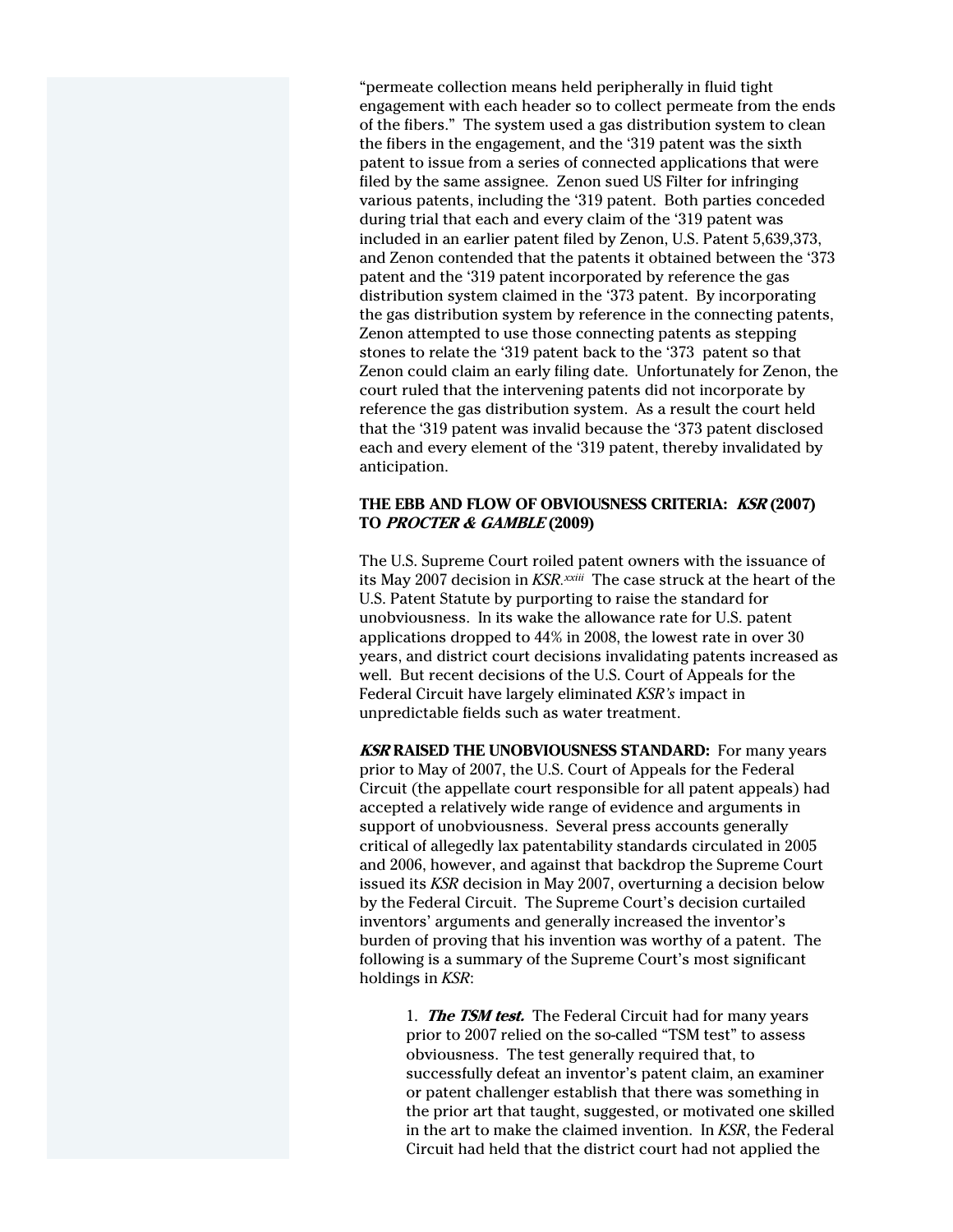"permeate collection means held peripherally in fluid tight engagement with each header so to collect permeate from the ends of the fibers." The system used a gas distribution system to clean the fibers in the engagement, and the '319 patent was the sixth patent to issue from a series of connected applications that were filed by the same assignee. Zenon sued US Filter for infringing various patents, including the '319 patent. Both parties conceded during trial that each and every claim of the '319 patent was included in an earlier patent filed by Zenon, U.S. Patent 5,639,373, and Zenon contended that the patents it obtained between the '373 patent and the '319 patent incorporated by reference the gas distribution system claimed in the '373 patent. By incorporating the gas distribution system by reference in the connecting patents, Zenon attempted to use those connecting patents as stepping stones to relate the '319 patent back to the '373 patent so that Zenon could claim an early filing date. Unfortunately for Zenon, the court ruled that the intervening patents did not incorporate by reference the gas distribution system. As a result the court held that the '319 patent was invalid because the '373 patent disclosed each and every element of the '319 patent, thereby invalidated by anticipation.

### THE EBB AND FLOW OF OBVIOUSNESS CRITERIA: *KSR* (2007) TO *PROCTER & GAMBLE* (2009)

The U.S. Supreme Court roiled patent owners with the issuance of its May 2007 decision in *KSR*.[xxiii] The case struck at the heart of the U.S. Patent Statute by purporting to raise the standard for unobviousness. In its wake the allowance rate for U.S. patent applications dropped to 44% in 2008, the lowest rate in over 30 years, and district court decisions invalidating patents increased as well. But recent decisions of the U.S. Court of Appeals for the Federal Circuit have largely eliminated *KSR's* impact in unpredictable fields such as water treatment.

***KSR* RAISED THE UNOBVIOUSNESS STANDARD:** For many years prior to May of 2007, the U.S. Court of Appeals for the Federal Circuit (the appellate court responsible for all patent appeals) had accepted a relatively wide range of evidence and arguments in support of unobviousness. Several press accounts generally critical of allegedly lax patentability standards circulated in 2005 and 2006, however, and against that backdrop the Supreme Court issued its *KSR* decision in May 2007, overturning a decision below by the Federal Circuit. The Supreme Court's decision curtailed inventors' arguments and generally increased the inventor's burden of proving that his invention was worthy of a patent. The following is a summary of the Supreme Court's most significant holdings in *KSR*:

1. ***The TSM test.*** The Federal Circuit had for many years prior to 2007 relied on the so-called "TSM test" to assess obviousness. The test generally required that, to successfully defeat an inventor's patent claim, an examiner or patent challenger establish that there was something in the prior art that taught, suggested, or motivated one skilled in the art to make the claimed invention. In *KSR*, the Federal Circuit had held that the district court had not applied the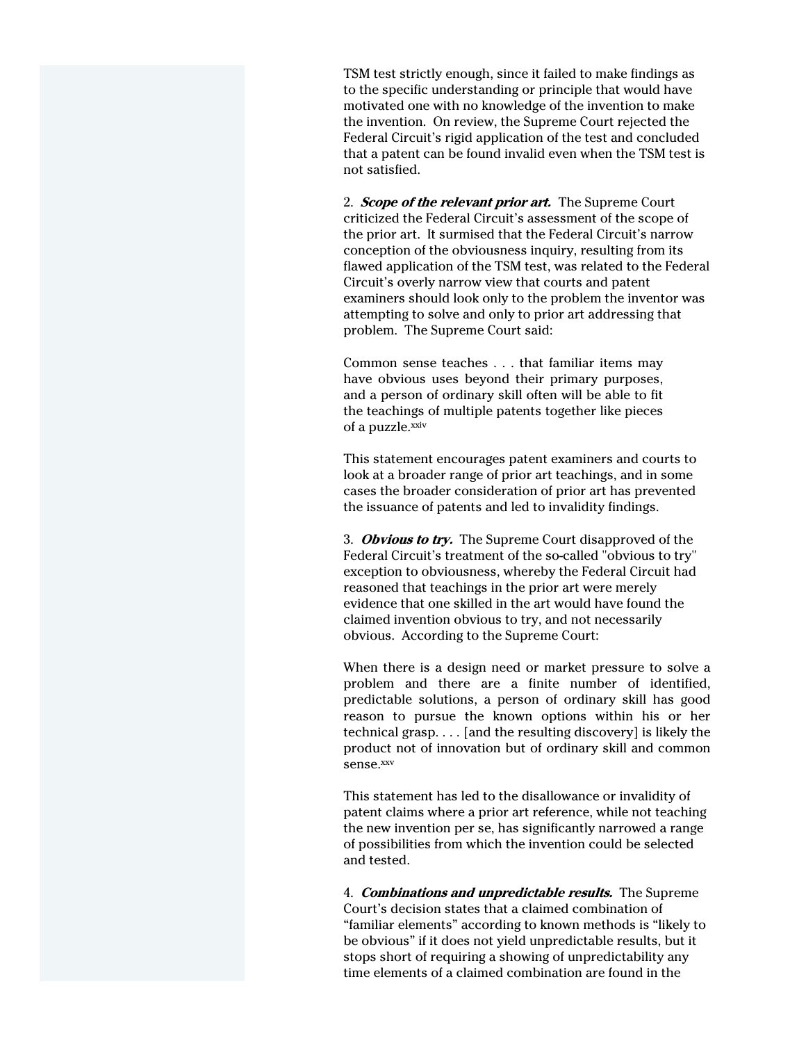TSM test strictly enough, since it failed to make findings as to the specific understanding or principle that would have motivated one with no knowledge of the invention to make the invention. On review, the Supreme Court rejected the Federal Circuit's rigid application of the test and concluded that a patent can be found invalid even when the TSM test is not satisfied.

2. ***Scope of the relevant prior art.*** The Supreme Court criticized the Federal Circuit's assessment of the scope of the prior art. It surmised that the Federal Circuit's narrow conception of the obviousness inquiry, resulting from its flawed application of the TSM test, was related to the Federal Circuit's overly narrow view that courts and patent examiners should look only to the problem the inventor was attempting to solve and only to prior art addressing that problem. The Supreme Court said:

> Common sense teaches . . . that familiar items may have obvious uses beyond their primary purposes, and a person of ordinary skill often will be able to fit the teachings of multiple patents together like pieces of a puzzle.[xxiv]

This statement encourages patent examiners and courts to look at a broader range of prior art teachings, and in some cases the broader consideration of prior art has prevented the issuance of patents and led to invalidity findings.

3. ***Obvious to try.*** The Supreme Court disapproved of the Federal Circuit's treatment of the so-called "obvious to try" exception to obviousness, whereby the Federal Circuit had reasoned that teachings in the prior art were merely evidence that one skilled in the art would have found the claimed invention obvious to try, and not necessarily obvious. According to the Supreme Court:

> When there is a design need or market pressure to solve a problem and there are a finite number of identified, predictable solutions, a person of ordinary skill has good reason to pursue the known options within his or her technical grasp. . . . [and the resulting discovery] is likely the product not of innovation but of ordinary skill and common sense.[xxv]

This statement has led to the disallowance or invalidity of patent claims where a prior art reference, while not teaching the new invention per se, has significantly narrowed a range of possibilities from which the invention could be selected and tested.

4. ***Combinations and unpredictable results.*** The Supreme Court's decision states that a claimed combination of "familiar elements" according to known methods is "likely to be obvious" if it does not yield unpredictable results, but it stops short of requiring a showing of unpredictability any time elements of a claimed combination are found in the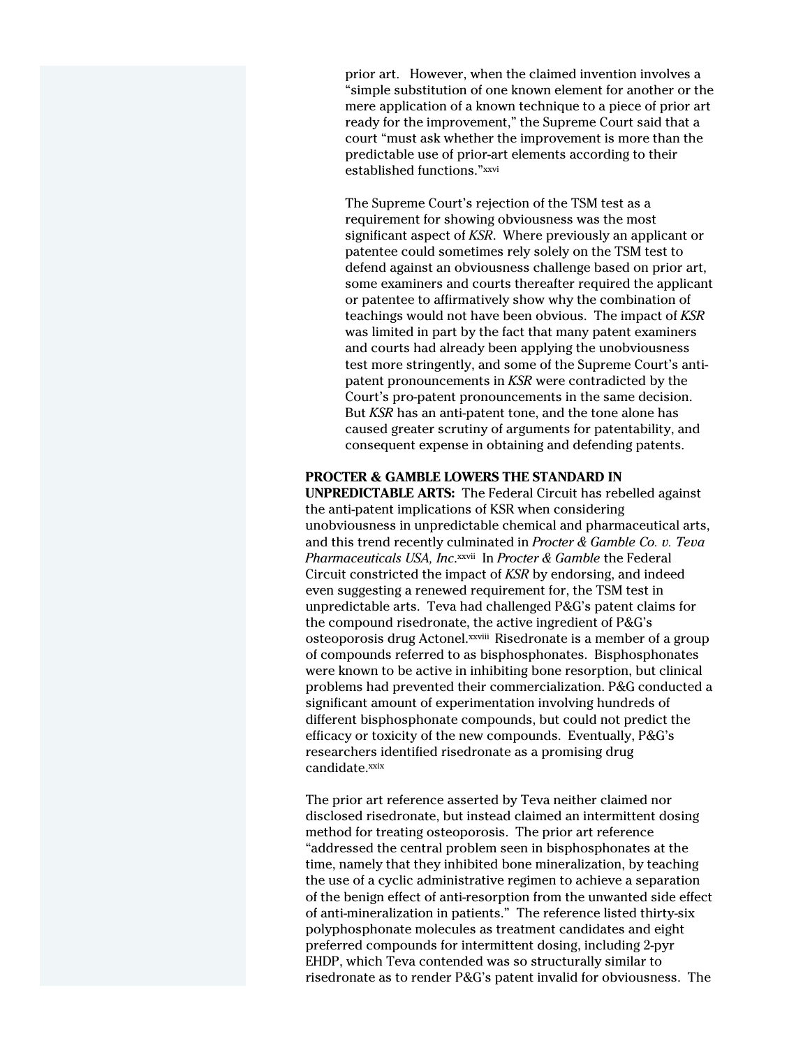prior art. However, when the claimed invention involves a "simple substitution of one known element for another or the mere application of a known technique to a piece of prior art ready for the improvement," the Supreme Court said that a court "must ask whether the improvement is more than the predictable use of prior-art elements according to their established functions."[xxvi]

The Supreme Court's rejection of the TSM test as a requirement for showing obviousness was the most significant aspect of *KSR*. Where previously an applicant or patentee could sometimes rely solely on the TSM test to defend against an obviousness challenge based on prior art, some examiners and courts thereafter required the applicant or patentee to affirmatively show why the combination of teachings would not have been obvious. The impact of *KSR* was limited in part by the fact that many patent examiners and courts had already been applying the unobviousness test more stringently, and some of the Supreme Court's anti-patent pronouncements in *KSR* were contradicted by the Court's pro-patent pronouncements in the same decision. But *KSR* has an anti-patent tone, and the tone alone has caused greater scrutiny of arguments for patentability, and consequent expense in obtaining and defending patents.

**PROCTER & GAMBLE LOWERS THE STANDARD IN UNPREDICTABLE ARTS:** The Federal Circuit has rebelled against the anti-patent implications of KSR when considering unobviousness in unpredictable chemical and pharmaceutical arts, and this trend recently culminated in *Procter & Gamble Co. v. Teva Pharmaceuticals USA, Inc*.[xxvii] In *Procter & Gamble* the Federal Circuit constricted the impact of *KSR* by endorsing, and indeed even suggesting a renewed requirement for, the TSM test in unpredictable arts. Teva had challenged P&G's patent claims for the compound risedronate, the active ingredient of P&G's osteoporosis drug Actonel.[xxviii] Risedronate is a member of a group of compounds referred to as bisphosphonates. Bisphosphonates were known to be active in inhibiting bone resorption, but clinical problems had prevented their commercialization. P&G conducted a significant amount of experimentation involving hundreds of different bisphosphonate compounds, but could not predict the efficacy or toxicity of the new compounds. Eventually, P&G's researchers identified risedronate as a promising drug candidate.[xxix]

The prior art reference asserted by Teva neither claimed nor disclosed risedronate, but instead claimed an intermittent dosing method for treating osteoporosis. The prior art reference "addressed the central problem seen in bisphosphonates at the time, namely that they inhibited bone mineralization, by teaching the use of a cyclic administrative regimen to achieve a separation of the benign effect of anti-resorption from the unwanted side effect of anti-mineralization in patients." The reference listed thirty-six polyphosphonate molecules as treatment candidates and eight preferred compounds for intermittent dosing, including 2-pyr EHDP, which Teva contended was so structurally similar to risedronate as to render P&G's patent invalid for obviousness. The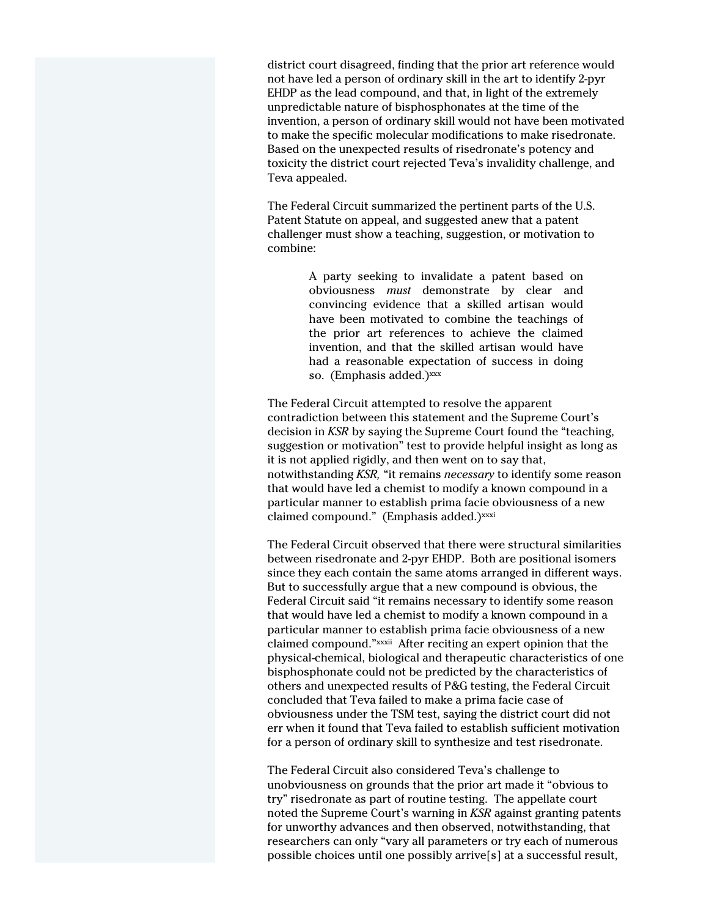district court disagreed, finding that the prior art reference would not have led a person of ordinary skill in the art to identify 2-pyr EHDP as the lead compound, and that, in light of the extremely unpredictable nature of bisphosphonates at the time of the invention, a person of ordinary skill would not have been motivated to make the specific molecular modifications to make risedronate. Based on the unexpected results of risedronate's potency and toxicity the district court rejected Teva's invalidity challenge, and Teva appealed.

The Federal Circuit summarized the pertinent parts of the U.S. Patent Statute on appeal, and suggested anew that a patent challenger must show a teaching, suggestion, or motivation to combine:

> A party seeking to invalidate a patent based on obviousness *must* demonstrate by clear and convincing evidence that a skilled artisan would have been motivated to combine the teachings of the prior art references to achieve the claimed invention, and that the skilled artisan would have had a reasonable expectation of success in doing so. (Emphasis added.)[xxx]

The Federal Circuit attempted to resolve the apparent contradiction between this statement and the Supreme Court's decision in *KSR* by saying the Supreme Court found the "teaching, suggestion or motivation" test to provide helpful insight as long as it is not applied rigidly, and then went on to say that, notwithstanding *KSR,* "it remains *necessary* to identify some reason that would have led a chemist to modify a known compound in a particular manner to establish prima facie obviousness of a new claimed compound." (Emphasis added.)[xxxi]

The Federal Circuit observed that there were structural similarities between risedronate and 2-pyr EHDP. Both are positional isomers since they each contain the same atoms arranged in different ways. But to successfully argue that a new compound is obvious, the Federal Circuit said "it remains necessary to identify some reason that would have led a chemist to modify a known compound in a particular manner to establish prima facie obviousness of a new claimed compound."[xxxii] After reciting an expert opinion that the physical-chemical, biological and therapeutic characteristics of one bisphosphonate could not be predicted by the characteristics of others and unexpected results of P&G testing, the Federal Circuit concluded that Teva failed to make a prima facie case of obviousness under the TSM test, saying the district court did not err when it found that Teva failed to establish sufficient motivation for a person of ordinary skill to synthesize and test risedronate.

The Federal Circuit also considered Teva's challenge to unobviousness on grounds that the prior art made it "obvious to try" risedronate as part of routine testing. The appellate court noted the Supreme Court's warning in *KSR* against granting patents for unworthy advances and then observed, notwithstanding, that researchers can only "vary all parameters or try each of numerous possible choices until one possibly arrive[s] at a successful result,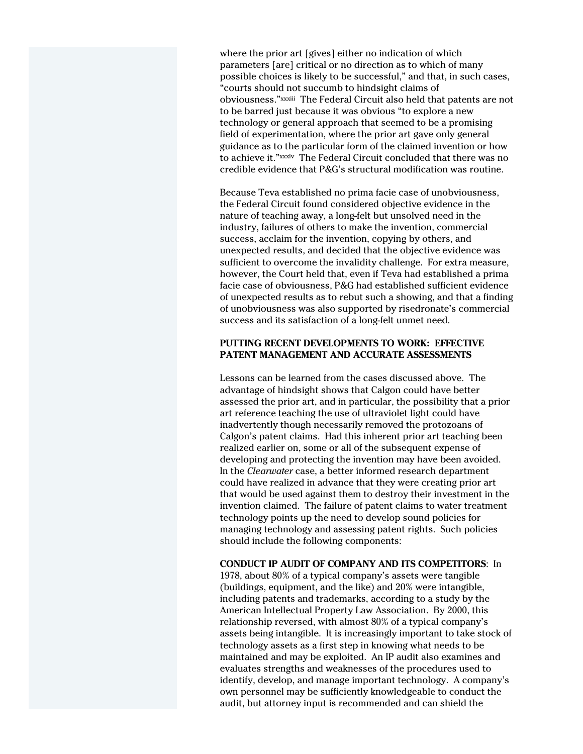where the prior art [gives] either no indication of which parameters [are] critical or no direction as to which of many possible choices is likely to be successful," and that, in such cases, "courts should not succumb to hindsight claims of obviousness."[xxxiii] The Federal Circuit also held that patents are not to be barred just because it was obvious "to explore a new technology or general approach that seemed to be a promising field of experimentation, where the prior art gave only general guidance as to the particular form of the claimed invention or how to achieve it."[xxxiv] The Federal Circuit concluded that there was no credible evidence that P&G's structural modification was routine.

Because Teva established no prima facie case of unobviousness, the Federal Circuit found considered objective evidence in the nature of teaching away, a long-felt but unsolved need in the industry, failures of others to make the invention, commercial success, acclaim for the invention, copying by others, and unexpected results, and decided that the objective evidence was sufficient to overcome the invalidity challenge. For extra measure, however, the Court held that, even if Teva had established a prima facie case of obviousness, P&G had established sufficient evidence of unexpected results as to rebut such a showing, and that a finding of unobviousness was also supported by risedronate's commercial success and its satisfaction of a long-felt unmet need.

## PUTTING RECENT DEVELOPMENTS TO WORK: EFFECTIVE PATENT MANAGEMENT AND ACCURATE ASSESSMENTS

Lessons can be learned from the cases discussed above. The advantage of hindsight shows that Calgon could have better assessed the prior art, and in particular, the possibility that a prior art reference teaching the use of ultraviolet light could have inadvertently though necessarily removed the protozoans of Calgon's patent claims. Had this inherent prior art teaching been realized earlier on, some or all of the subsequent expense of developing and protecting the invention may have been avoided. In the *Clearwater* case, a better informed research department could have realized in advance that they were creating prior art that would be used against them to destroy their investment in the invention claimed. The failure of patent claims to water treatment technology points up the need to develop sound policies for managing technology and assessing patent rights. Such policies should include the following components:

**CONDUCT IP AUDIT OF COMPANY AND ITS COMPETITORS**: In 1978, about 80% of a typical company's assets were tangible (buildings, equipment, and the like) and 20% were intangible, including patents and trademarks, according to a study by the American Intellectual Property Law Association. By 2000, this relationship reversed, with almost 80% of a typical company's assets being intangible. It is increasingly important to take stock of technology assets as a first step in knowing what needs to be maintained and may be exploited. An IP audit also examines and evaluates strengths and weaknesses of the procedures used to identify, develop, and manage important technology. A company's own personnel may be sufficiently knowledgeable to conduct the audit, but attorney input is recommended and can shield the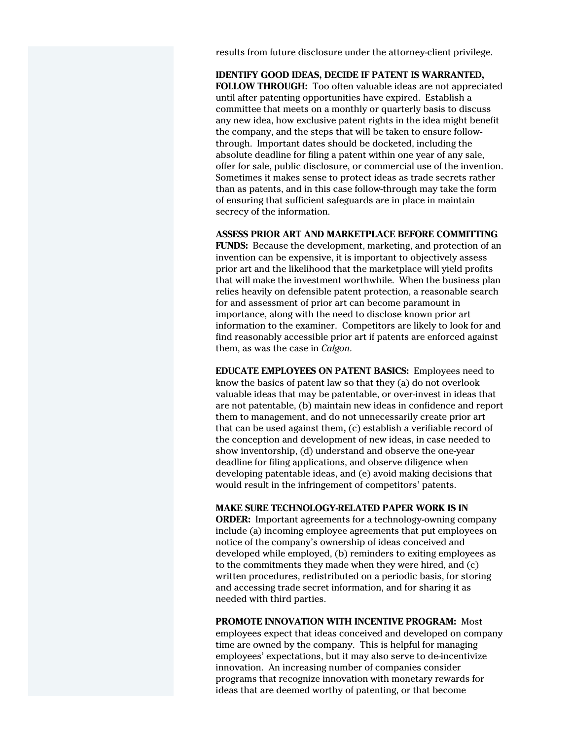results from future disclosure under the attorney-client privilege.

**IDENTIFY GOOD IDEAS, DECIDE IF PATENT IS WARRANTED, FOLLOW THROUGH:** Too often valuable ideas are not appreciated until after patenting opportunities have expired. Establish a committee that meets on a monthly or quarterly basis to discuss any new idea, how exclusive patent rights in the idea might benefit the company, and the steps that will be taken to ensure follow-through. Important dates should be docketed, including the absolute deadline for filing a patent within one year of any sale, offer for sale, public disclosure, or commercial use of the invention. Sometimes it makes sense to protect ideas as trade secrets rather than as patents, and in this case follow-through may take the form of ensuring that sufficient safeguards are in place in maintain secrecy of the information.

**ASSESS PRIOR ART AND MARKETPLACE BEFORE COMMITTING FUNDS:** Because the development, marketing, and protection of an invention can be expensive, it is important to objectively assess prior art and the likelihood that the marketplace will yield profits that will make the investment worthwhile. When the business plan relies heavily on defensible patent protection, a reasonable search for and assessment of prior art can become paramount in importance, along with the need to disclose known prior art information to the examiner. Competitors are likely to look for and find reasonably accessible prior art if patents are enforced against them, as was the case in *Calgon*.

**EDUCATE EMPLOYEES ON PATENT BASICS:** Employees need to know the basics of patent law so that they (a) do not overlook valuable ideas that may be patentable, or over-invest in ideas that are not patentable, (b) maintain new ideas in confidence and report them to management, and do not unnecessarily create prior art that can be used against them**,** (c) establish a verifiable record of the conception and development of new ideas, in case needed to show inventorship, (d) understand and observe the one-year deadline for filing applications, and observe diligence when developing patentable ideas, and (e) avoid making decisions that would result in the infringement of competitors' patents.

**MAKE SURE TECHNOLOGY-RELATED PAPER WORK IS IN ORDER:** Important agreements for a technology-owning company include (a) incoming employee agreements that put employees on notice of the company's ownership of ideas conceived and developed while employed, (b) reminders to exiting employees as to the commitments they made when they were hired, and (c) written procedures, redistributed on a periodic basis, for storing and accessing trade secret information, and for sharing it as needed with third parties.

**PROMOTE INNOVATION WITH INCENTIVE PROGRAM:** Most employees expect that ideas conceived and developed on company time are owned by the company. This is helpful for managing employees' expectations, but it may also serve to de-incentivize innovation. An increasing number of companies consider programs that recognize innovation with monetary rewards for ideas that are deemed worthy of patenting, or that become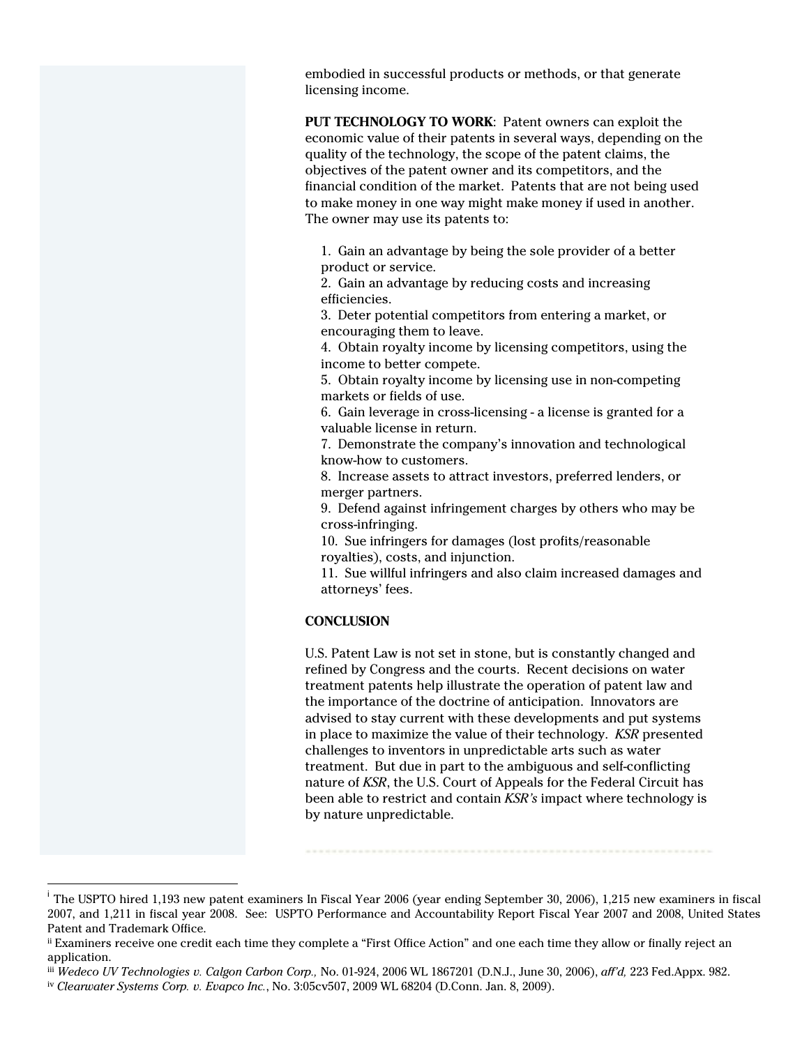embodied in successful products or methods, or that generate licensing income.

**PUT TECHNOLOGY TO WORK**: Patent owners can exploit the economic value of their patents in several ways, depending on the quality of the technology, the scope of the patent claims, the objectives of the patent owner and its competitors, and the financial condition of the market. Patents that are not being used to make money in one way might make money if used in another. The owner may use its patents to:

1. Gain an advantage by being the sole provider of a better product or service.
2. Gain an advantage by reducing costs and increasing efficiencies.
3. Deter potential competitors from entering a market, or encouraging them to leave.
4. Obtain royalty income by licensing competitors, using the income to better compete.
5. Obtain royalty income by licensing use in non-competing markets or fields of use.
6. Gain leverage in cross-licensing - a license is granted for a valuable license in return.
7. Demonstrate the company's innovation and technological know-how to customers.
8. Increase assets to attract investors, preferred lenders, or merger partners.
9. Defend against infringement charges by others who may be cross-infringing.
10. Sue infringers for damages (lost profits/reasonable royalties), costs, and injunction.
11. Sue willful infringers and also claim increased damages and attorneys' fees.

**CONCLUSION**

U.S. Patent Law is not set in stone, but is constantly changed and refined by Congress and the courts. Recent decisions on water treatment patents help illustrate the operation of patent law and the importance of the doctrine of anticipation. Innovators are advised to stay current with these developments and put systems in place to maximize the value of their technology. *KSR* presented challenges to inventors in unpredictable arts such as water treatment. But due in part to the ambiguous and self-conflicting nature of *KSR*, the U.S. Court of Appeals for the Federal Circuit has been able to restrict and contain *KSR's* impact where technology is by nature unpredictable.

---

[i] The USPTO hired 1,193 new patent examiners In Fiscal Year 2006 (year ending September 30, 2006), 1,215 new examiners in fiscal 2007, and 1,211 in fiscal year 2008. See: USPTO Performance and Accountability Report Fiscal Year 2007 and 2008, United States Patent and Trademark Office.

[ii] Examiners receive one credit each time they complete a "First Office Action" and one each time they allow or finally reject an application.

[iii] *Wedeco UV Technologies v. Calgon Carbon Corp.,* No. 01-924, 2006 WL 1867201 (D.N.J., June 30, 2006), *aff'd,* 223 Fed.Appx. 982.

[iv] *Clearwater Systems Corp. v. Evapco Inc.*, No. 3:05cv507, 2009 WL 68204 (D.Conn. Jan. 8, 2009).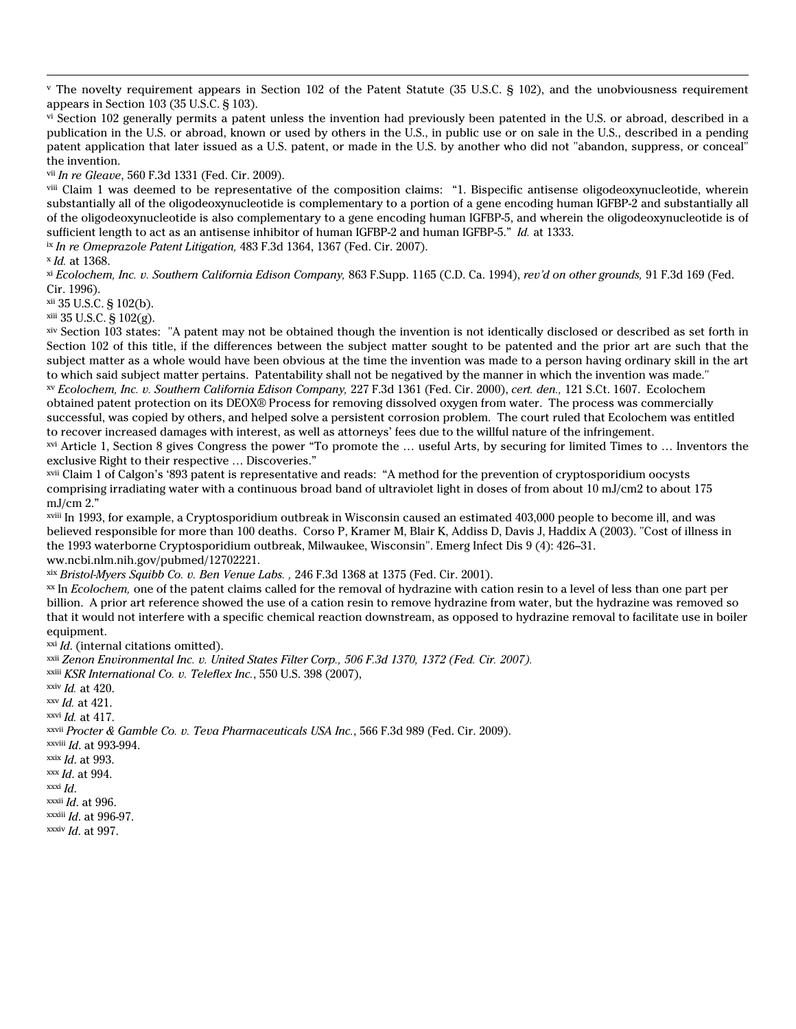[v] The novelty requirement appears in Section 102 of the Patent Statute (35 U.S.C. § 102), and the unobviousness requirement appears in Section 103 (35 U.S.C. § 103).

[vi] Section 102 generally permits a patent unless the invention had previously been patented in the U.S. or abroad, described in a publication in the U.S. or abroad, known or used by others in the U.S., in public use or on sale in the U.S., described in a pending patent application that later issued as a U.S. patent, or made in the U.S. by another who did not "abandon, suppress, or conceal" the invention.

[vii] *In re Gleave*, 560 F.3d 1331 (Fed. Cir. 2009).

[viii] Claim 1 was deemed to be representative of the composition claims: "1. Bispecific antisense oligodeoxynucleotide, wherein substantially all of the oligodeoxynucleotide is complementary to a portion of a gene encoding human IGFBP-2 and substantially all of the oligodeoxynucleotide is also complementary to a gene encoding human IGFBP-5, and wherein the oligodeoxynucleotide is of sufficient length to act as an antisense inhibitor of human IGFBP-2 and human IGFBP-5." *Id.* at 1333.

[ix] *In re Omeprazole Patent Litigation,* 483 F.3d 1364, 1367 (Fed. Cir. 2007).

[x] *Id.* at 1368.

[xi] *Ecolochem, Inc. v. Southern California Edison Company,* 863 F.Supp. 1165 (C.D. Ca. 1994), *rev'd on other grounds,* 91 F.3d 169 (Fed. Cir. 1996).

[xii] 35 U.S.C. § 102(b).

[xiii] 35 U.S.C. § 102(g).

[xiv] Section 103 states: "A patent may not be obtained though the invention is not identically disclosed or described as set forth in Section 102 of this title, if the differences between the subject matter sought to be patented and the prior art are such that the subject matter as a whole would have been obvious at the time the invention was made to a person having ordinary skill in the art to which said subject matter pertains. Patentability shall not be negatived by the manner in which the invention was made."

[xv] *Ecolochem, Inc. v. Southern California Edison Company,* 227 F.3d 1361 (Fed. Cir. 2000), *cert. den.,* 121 S.Ct. 1607. Ecolochem obtained patent protection on its DEOX® Process for removing dissolved oxygen from water. The process was commercially successful, was copied by others, and helped solve a persistent corrosion problem. The court ruled that Ecolochem was entitled to recover increased damages with interest, as well as attorneys' fees due to the willful nature of the infringement.

[xvi] Article 1, Section 8 gives Congress the power "To promote the … useful Arts, by securing for limited Times to … Inventors the exclusive Right to their respective … Discoveries."

[xvii] Claim 1 of Calgon's '893 patent is representative and reads: "A method for the prevention of cryptosporidium oocysts comprising irradiating water with a continuous broad band of ultraviolet light in doses of from about 10 mJ/cm2 to about 175 mJ/cm 2."

[xviii] In 1993, for example, a Cryptosporidium outbreak in Wisconsin caused an estimated 403,000 people to become ill, and was believed responsible for more than 100 deaths. Corso P, Kramer M, Blair K, Addiss D, Davis J, Haddix A (2003). "Cost of illness in the 1993 waterborne Cryptosporidium outbreak, Milwaukee, Wisconsin". Emerg Infect Dis 9 (4): 426–31. ww.ncbi.nlm.nih.gov/pubmed/12702221.

[xix] *Bristol-Myers Squibb Co. v. Ben Venue Labs. ,* 246 F.3d 1368 at 1375 (Fed. Cir. 2001).

[xx] In *Ecolochem,* one of the patent claims called for the removal of hydrazine with cation resin to a level of less than one part per billion. A prior art reference showed the use of a cation resin to remove hydrazine from water, but the hydrazine was removed so that it would not interfere with a specific chemical reaction downstream, as opposed to hydrazine removal to facilitate use in boiler equipment.

[xxi] *Id.* (internal citations omitted).

[xxii] *Zenon Environmental Inc. v. United States Filter Corp., 506 F.3d 1370, 1372 (Fed. Cir. 2007).*

[xxiii] *KSR International Co. v. Teleflex Inc.*, 550 U.S. 398 (2007),

[xxiv] *Id.* at 420.

[xxv] *Id.* at 421.

[xxvi] *Id.* at 417.

[xxvii] *Procter & Gamble Co. v. Teva Pharmaceuticals USA Inc.*, 566 F.3d 989 (Fed. Cir. 2009).

[xxviii] *Id.* at 993-994.

[xxix] *Id.* at 993.

[xxx] *Id.* at 994.

[xxxi] *Id.*

[xxxii] *Id.* at 996.

[xxxiii] *Id.* at 996-97.

[xxxiv] *Id.* at 997.